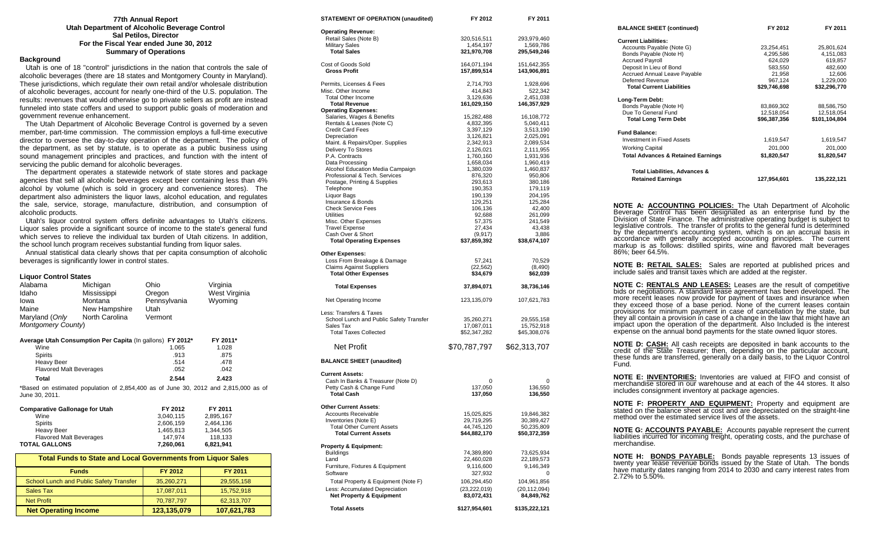# 77th Annual Report
## Utah Department of Alcoholic Beverage Control
### Sal Petilos, Director
### For the Fiscal Year ended June 30, 2012
### Summary of Operations

**Background**

Utah is one of 18 "control" jurisdictions in the nation that controls the sale of alcoholic beverages (there are 18 states and Montgomery County in Maryland). These jurisdictions, which regulate their own retail and/or wholesale distribution of alcoholic beverages, account for nearly one-third of the U.S. population. The results: revenues that would otherwise go to private sellers as profit are instead funneled into state coffers and used to support public goals of moderation and government revenue enhancement.

The Utah Department of Alcoholic Beverage Control is governed by a seven member, part-time commission. The commission employs a full-time executive director to oversee the day-to-day operation of the department. The policy of the department, as set by statute, is to operate as a public business using sound management principles and practices, and function with the intent of servicing the public demand for alcoholic beverages.

The department operates a statewide network of state stores and package agencies that sell all alcoholic beverages except beer containing less than 4% alcohol by volume (which is sold in grocery and convenience stores). The department also administers the liquor laws, alcohol education, and regulates the sale, service, storage, manufacture, distribution, and consumption of alcoholic products.

Utah's liquor control system offers definite advantages to Utah's citizens. Liquor sales provide a significant source of income to the state's general fund which serves to relieve the individual tax burden of Utah citizens. In addition, the school lunch program receives substantial funding from liquor sales.

Annual statistical data clearly shows that per capita consumption of alcoholic beverages is significantly lower in control states.

**Liquor Control States**

| | | | |
|---|---|---|---|
| Alabama | Michigan | Ohio | Virginia |
| Idaho | Mississippi | Oregon | West Virginia |
| Iowa | Montana | Pennsylvania | Wyoming |
| Maine | New Hampshire | Utah | |
| Maryland (*Only Montgomery County*) | North Carolina | Vermont | |

| Average Utah Consumption Per Capita (In gallons) | FY 2012* | FY 2011* |
|---|---|---|
| Wine | 1.065 | 1.028 |
| Spirits | .913 | .875 |
| Heavy Beer | .514 | .478 |
| Flavored Malt Beverages | .052 | .042 |
| **Total** | **2.544** | **2.423** |

*Based on estimated population of 2,854,400 as of June 30, 2012 and 2,815,000 as of June 30, 2011.

| Comparative Gallonage for Utah | FY 2012 | FY 2011 |
|---|---|---|
| Wine | 3,040,115 | 2,895,167 |
| Spirits | 2,606,159 | 2,464,136 |
| Heavy Beer | 1,465,813 | 1,344,505 |
| Flavored Malt Beverages | 147,974 | 118,133 |
| **TOTAL GALLONS** | **7,260,061** | **6,821,941** |

**Total Funds to State and Local Governments from Liquor Sales**

| Funds | FY 2012 | FY 2011 |
|---|---|---|
| School Lunch and Public Safety Transfer | 35,260,271 | 29,555,158 |
| Sales Tax | 17,087,011 | 15,752,918 |
| Net Profit | 70,787,797 | 62,313,707 |
| **Net Operating Income** | **123,135,079** | **107,621,783** |

| STATEMENT OF OPERATION (unaudited) | FY 2012 | FY 2011 |
|---|---|---|
| **Operating Revenue:** | | |
| Retail Sales (Note B) | 320,516,511 | 293,979,460 |
| Military Sales | 1,454,197 | 1,569,786 |
| **Total Sales** | **321,970,708** | **295,549,246** |
| Cost of Goods Sold | 164,071,194 | 151,642,355 |
| **Gross Profit** | **157,899,514** | **143,906,891** |
| Permits, Licenses & Fees | 2,714,793 | 1,928,696 |
| Misc. Other Income | 414,843 | 522,342 |
| Total Other Income | 3,129,636 | 2,451,038 |
| **Total Revenue** | **161,029,150** | **146,357,929** |
| **Operating Expenses:** | | |
| Salaries, Wages & Benefits | 15,282,488 | 16,108,772 |
| Rentals & Leases (Note C) | 4,832,395 | 5,040,411 |
| Credit Card Fees | 3,397,129 | 3,513,190 |
| Depreciation | 3,126,821 | 2,025,091 |
| Maint. & Repairs/Oper. Supplies | 2,342,913 | 2,089,534 |
| Delivery To Stores | 2,126,021 | 2,111,955 |
| P.A. Contracts | 1,760,160 | 1,931,936 |
| Data Processing | 1,658,034 | 1,960,419 |
| Alcohol Education Media Campaign | 1,380,039 | 1,460,837 |
| Professional & Tech. Services | 876,320 | 950,806 |
| Postage, Printing & Supplies | 293,613 | 380,186 |
| Telephone | 190,353 | 179,119 |
| Liquor Bags | 190,139 | 204,195 |
| Insurance & Bonds | 129,251 | 125,284 |
| Check Service Fees | 106,136 | 42,400 |
| Utilities | 92,688 | 261,099 |
| Misc. Other Expenses | 57,375 | 241,549 |
| Travel Expense | 27,434 | 43,438 |
| Cash Over & Short | (9,917) | 3,886 |
| **Total Operating Expenses** | **$37,859,392** | **$38,674,107** |
| **Other Expenses:** | | |
| Loss From Breakage & Damage | 57,241 | 70,529 |
| Claims Against Suppliers | (22,562) | (8,490) |
| **Total Other Expenses** | **$34,679** | **$62,039** |
| **Total Expenses** | **37,894,071** | **38,736,146** |
| Net Operating Income | 123,135,079 | 107,621,783 |
| Less: Transfers & Taxes | | |
| School Lunch and Public Safety Transfer | 35,260,271 | 29,555,158 |
| Sales Tax | 17,087,011 | 15,752,918 |
| Total Taxes Collected | $52,347,282 | $45,308,076 |
| Net Profit | $70,787,797 | $62,313,707 |

| BALANCE SHEET (unaudited) | FY 2012 | FY 2011 |
|---|---|---|
| **Current Assets:** | | |
| Cash In Banks & Treasurer (Note D) | 0 | 0 |
| Petty Cash & Change Fund | 137,050 | 136,550 |
| **Total Cash** | **137,050** | **136,550** |
| **Other Current Assets:** | | |
| Accounts Receivable | 15,025,825 | 19,846,382 |
| Inventories (Note E) | 29,719,295 | 30,389,427 |
| Total Other Current Assets | 44,745,120 | 50,235,809 |
| **Total Current Assets** | **$44,882,170** | **$50,372,359** |
| **Property & Equipment:** | | |
| Buildings | 74,389,890 | 73,625,934 |
| Land | 22,460,028 | 22,189,573 |
| Furniture, Fixtures & Equipment | 9,116,600 | 9,146,349 |
| Software | 327,932 | 0 |
| Total Property & Equipment (Note F) | 106,294,450 | 104,961,856 |
| Less: Accumulated Depreciation | (23,222,019) | (20,112,094) |
| **Net Property & Equipment** | **83,072,431** | **84,849,762** |
| **Total Assets** | **$127,954,601** | **$135,222,121** |

| BALANCE SHEET (continued) | FY 2012 | FY 2011 |
|---|---|---|
| **Current Liabilities:** | | |
| Accounts Payable (Note G) | 23,254,451 | 25,801,624 |
| Bonds Payable (Note H) | 4,295,586 | 4,151,083 |
| Accrued Payroll | 624,029 | 619,857 |
| Deposit In Lieu of Bond | 583,550 | 482,600 |
| Accrued Annual Leave Payable | 21,958 | 12,606 |
| Deferred Revenue | 967,124 | 1,229,000 |
| **Total Current Liabilities** | **$29,746,698** | **$32,296,770** |
| **Long-Term Debt:** | | |
| Bonds Payable (Note H) | 83,869,302 | 88,586,750 |
| Due To General Fund | 12,518,054 | 12,518,054 |
| **Total Long Term Debt** | **$96,387,356** | **$101,104,804** |
| **Fund Balance:** | | |
| Investment in Fixed Assets | 1,619,547 | 1,619,547 |
| Working Capital | 201,000 | 201,000 |
| **Total Advances & Retained Earnings** | **$1,820,547** | **$1,820,547** |
| **Total Liabilities, Advances & Retained Earnings** | **127,954,601** | **135,222,121** |

**NOTE A: ACCOUNTING POLICIES:** The Utah Department of Alcoholic Beverage Control has been designated as an enterprise fund by the Division of State Finance. The administrative operating budget is subject to legislative controls. The transfer of profits to the general fund is determined by the department's accounting system, which is on an accrual basis in accordance with generally accepted accounting principles. The current markup is as follows: distilled spirits, wine and flavored malt beverages 86%; beer 64.5%.

**NOTE B: RETAIL SALES:** Sales are reported at published prices and include sales and transit taxes which are added at the register.

**NOTE C: RENTALS AND LEASES:** Leases are the result of competitive bids or negotiations. A standard lease agreement has been developed. The more recent leases now provide for payment of taxes and insurance when they exceed those of a base period. None of the current leases contain provisions for minimum payment in case of cancellation by the state, but they all contain a provision in case of a change in the law that might have an impact upon the operation of the department. Also Included is the interest expense on the annual bond payments for the state owned liquor stores.

**NOTE D: CASH:** All cash receipts are deposited in bank accounts to the credit of the State Treasurer; then, depending on the particular account, these funds are transferred, generally on a daily basis, to the Liquor Control Fund.

**NOTE E: INVENTORIES:** Inventories are valued at FIFO and consist of merchandise stored in our warehouse and at each of the 44 stores. It also includes consignment inventory at package agencies.

**NOTE F: PROPERTY AND EQUIPMENT:** Property and equipment are stated on the balance sheet at cost and are depreciated on the straight-line method over the estimated service lives of the assets.

**NOTE G: ACCOUNTS PAYABLE:** Accounts payable represent the current liabilities incurred for incoming freight, operating costs, and the purchase of merchandise.

**NOTE H: BONDS PAYABLE:** Bonds payable represents 13 issues of twenty year lease revenue bonds issued by the State of Utah. The bonds have maturity dates ranging from 2014 to 2030 and carry interest rates from 2.72% to 5.50%.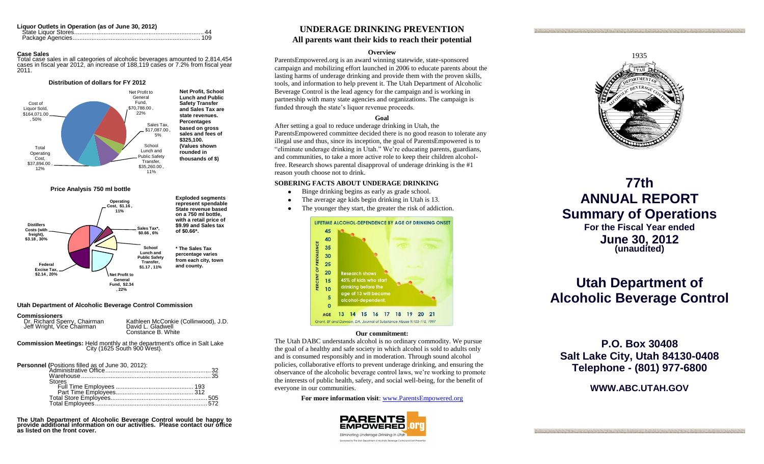**Liquor Outlets in Operation (as of June 30, 2012)**

State Liquor Stores........................................................................ 44
Package Agencies......................................................................... 109

**Case Sales**

Total case sales in all categories of alcoholic beverages amounted to 2,814,454 cases in fiscal year 2012, an increase of 188,119 cases or 7.2% from fiscal year 2011.

**Distribution of dollars for FY 2012**

Cost of Liquor Sold, $164,071.00 , 50%
Net Profit to General Fund, $70,788.00 , 22%
Sales Tax, $17,087.00 , 5%
School Lunch and Public Safety Transfer, $35,260.00 , 11%
Total Operating Cost, $37,894.00 , 12%

**Net Profit, School Lunch and Public Safety Transfer and Sales Tax are state revenues. Percentages based on gross sales and fees of $325,100. (Values shown rounded in thousands of $)**

**Price Analysis 750 ml bottle**

Operating Cost, $1.16 , 11%
Sales Tax*, $0.66 , 6%
School Lunch and Public Safety Transfer, $1.17 , 11%
Net Profit to General Fund, $2.34 , 22%
Federal Excise Tax, $2.14 , 20%
Distillers Costs (with freight), $3.18 , 30%

**Exploded segments represent spendable State revenue based on a 750 ml bottle, with a retail price of $9.99 and Sales tax of $0.66*.**

**\* The Sales Tax percentage varies from each city, town and county.**

**Utah Department of Alcoholic Beverage Control Commission**

**Commissioners**

Dr. Richard Sperry, Chairman
Jeff Wright, Vice Chairman
Kathleen McConkie (Collinwood), J.D.
David L. Gladwell
Constance B. White

**Commission Meetings:** Held monthly at the department's office in Salt Lake City (1625 South 900 West).

**Personnel (**Positions filled as of June 30, 2012):

Administrative Office........................................................... 32
Warehouse.......................................................................... 35
Stores
Full Time Employees ............................................ 193
Part Time Employees............................................ 312
Total Store Employees......................................................... 505
Total Employees.................................................................. 572

**The Utah Department of Alcoholic Beverage Control would be happy to provide additional information on our activities. Please contact our office as listed on the front cover.**

## UNDERAGE DRINKING PREVENTION

### All parents want their kids to reach their potential

**Overview**

ParentsEmpowered.org is an award winning statewide, state-sponsored campaign and mobilizing effort launched in 2006 to educate parents about the lasting harms of underage drinking and provide them with the proven skills, tools, and information to help prevent it. The Utah Department of Alcoholic Beverage Control is the lead agency for the campaign and is working in partnership with many state agencies and organizations. The campaign is funded through the state's liquor revenue proceeds.

**Goal**

After setting a goal to reduce underage drinking in Utah, the ParentsEmpowered committee decided there is no good reason to tolerate any illegal use and thus, since its inception, the goal of ParentsEmpowered is to "eliminate underage drinking in Utah." We're educating parents, guardians, and communities, to take a more active role to keep their children alcohol-free. Research shows parental disapproval of underage drinking is the #1 reason youth choose not to drink.

**SOBERING FACTS ABOUT UNDERAGE DRINKING**

- Binge drinking begins as early as grade school.
- The average age kids begin drinking in Utah is 13.
- The younger they start, the greater the risk of addiction.

LIFETIME ALCOHOL-DEPENDENCE BY AGE OF DRINKING ONSET

PERCENT OF PREVALENCE
45 40 35 30 25 20 15 10 5 0
AGE 13 14 15 16 17 18 19 20 21

Research shows 45% of kids who start drinking before the age of 13 will become alcohol-dependent.

Grant, BF and Dawson, DA, Journal of Substance Abuse 9:103-110, 1997

**Our commitment:**

The Utah DABC understands alcohol is no ordinary commodity. We pursue the goal of a healthy and safe society in which alcohol is sold to adults only and is consumed responsibly and in moderation. Through sound alcohol policies, collaborative efforts to prevent underage drinking, and ensuring the observance of the alcoholic beverage control laws, we're working to promote the interests of public health, safety, and social well-being, for the benefit of everyone in our communities.

**For more information visit**: www.ParentsEmpowered.org

PARENTS EMPOWERED.org
Eliminating Underage Drinking in Utah
Sponsored by The Utah Department of Alcoholic Beverage Control and Utah Prevention

1935
UTAH DEPARTMENT OF ALCOHOLIC BEVERAGE CONTROL

# 77th ANNUAL REPORT Summary of Operations

**For the Fiscal Year ended**

**June 30, 2012**
**(unaudited)**

# Utah Department of Alcoholic Beverage Control

**P.O. Box 30408**
**Salt Lake City, Utah 84130-0408**
**Telephone - (801) 977-6800**

**WWW.ABC.UTAH.GOV**